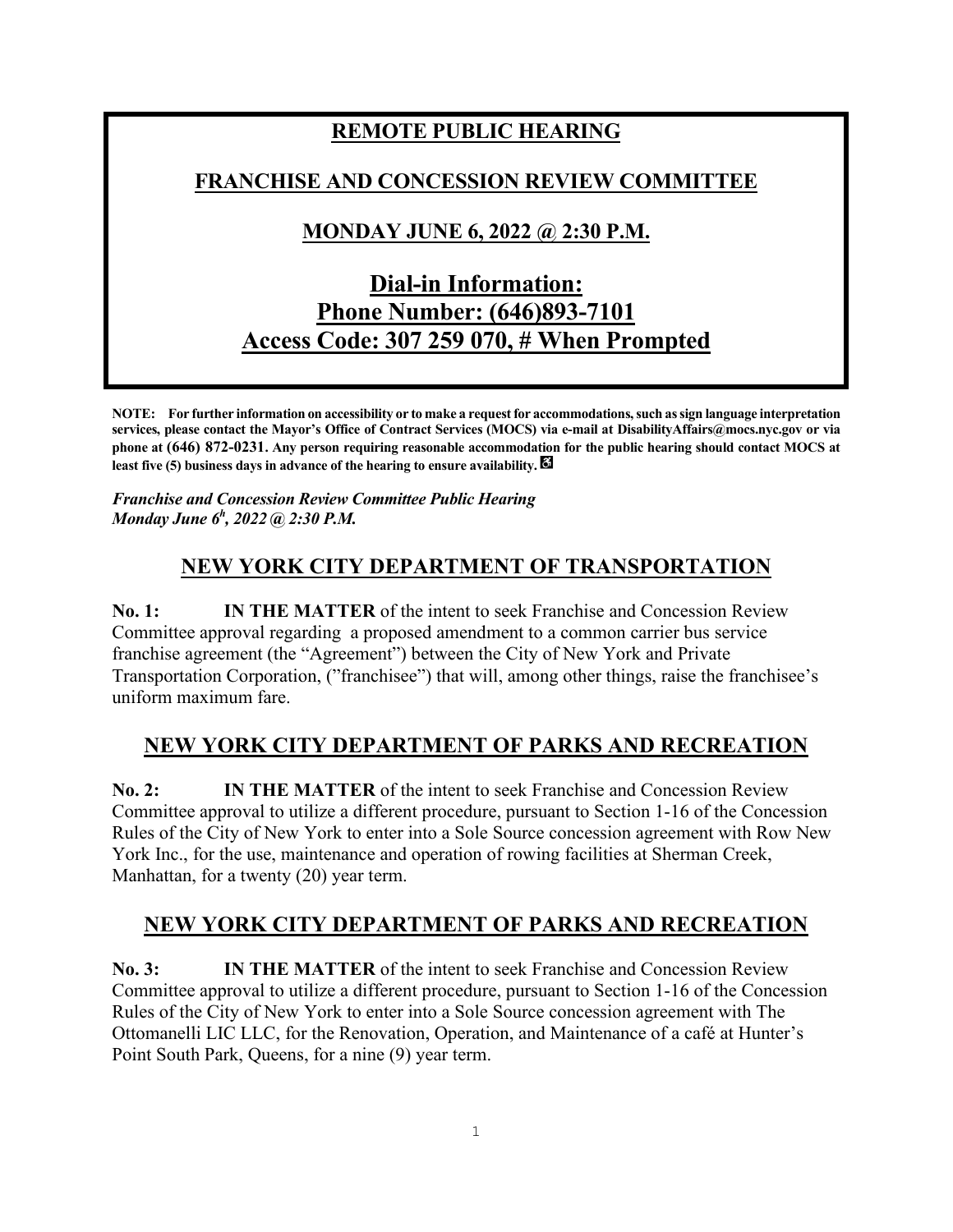## REMOTE PUBLIC HEARING

## FRANCHISE AND CONCESSION REVIEW COMMITTEE

## MONDAY JUNE 6, 2022 @ 2:30 P.M.

## Dial-in Information:
## Phone Number: (646)893-7101
## Access Code: 307 259 070, # When Prompted

**NOTE: For further information on accessibility or to make a request for accommodations, such as sign language interpretation services, please contact the Mayor's Office of Contract Services (MOCS) via e-mail at DisabilityAffairs@mocs.nyc.gov or via phone at (646) 872-0231. Any person requiring reasonable accommodation for the public hearing should contact MOCS at least five (5) business days in advance of the hearing to ensure availability.**

***Franchise and Concession Review Committee Public Hearing***
***Monday June 6h, 2022 @ 2:30 P.M.***

## NEW YORK CITY DEPARTMENT OF TRANSPORTATION

**No. 1:** **IN THE MATTER** of the intent to seek Franchise and Concession Review Committee approval regarding a proposed amendment to a common carrier bus service franchise agreement (the "Agreement") between the City of New York and Private Transportation Corporation, ("franchisee") that will, among other things, raise the franchisee's uniform maximum fare.

## NEW YORK CITY DEPARTMENT OF PARKS AND RECREATION

**No. 2:** **IN THE MATTER** of the intent to seek Franchise and Concession Review Committee approval to utilize a different procedure, pursuant to Section 1-16 of the Concession Rules of the City of New York to enter into a Sole Source concession agreement with Row New York Inc., for the use, maintenance and operation of rowing facilities at Sherman Creek, Manhattan, for a twenty (20) year term.

## NEW YORK CITY DEPARTMENT OF PARKS AND RECREATION

**No. 3:** **IN THE MATTER** of the intent to seek Franchise and Concession Review Committee approval to utilize a different procedure, pursuant to Section 1-16 of the Concession Rules of the City of New York to enter into a Sole Source concession agreement with The Ottomanelli LIC LLC, for the Renovation, Operation, and Maintenance of a café at Hunter's Point South Park, Queens, for a nine (9) year term.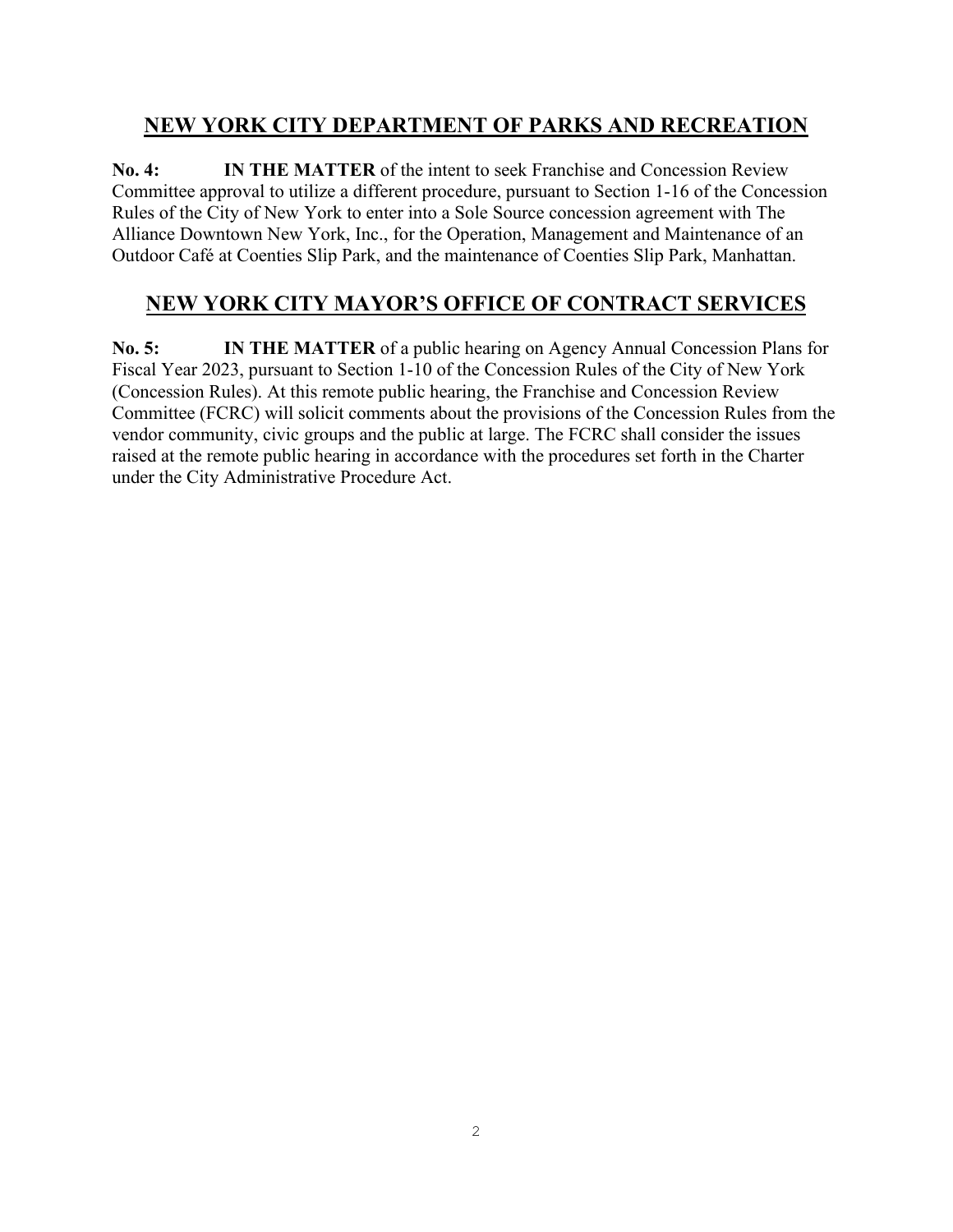## NEW YORK CITY DEPARTMENT OF PARKS AND RECREATION

**No. 4: IN THE MATTER** of the intent to seek Franchise and Concession Review Committee approval to utilize a different procedure, pursuant to Section 1-16 of the Concession Rules of the City of New York to enter into a Sole Source concession agreement with The Alliance Downtown New York, Inc., for the Operation, Management and Maintenance of an Outdoor Café at Coenties Slip Park, and the maintenance of Coenties Slip Park, Manhattan.

## NEW YORK CITY MAYOR'S OFFICE OF CONTRACT SERVICES

**No. 5: IN THE MATTER** of a public hearing on Agency Annual Concession Plans for Fiscal Year 2023, pursuant to Section 1-10 of the Concession Rules of the City of New York (Concession Rules). At this remote public hearing, the Franchise and Concession Review Committee (FCRC) will solicit comments about the provisions of the Concession Rules from the vendor community, civic groups and the public at large. The FCRC shall consider the issues raised at the remote public hearing in accordance with the procedures set forth in the Charter under the City Administrative Procedure Act.